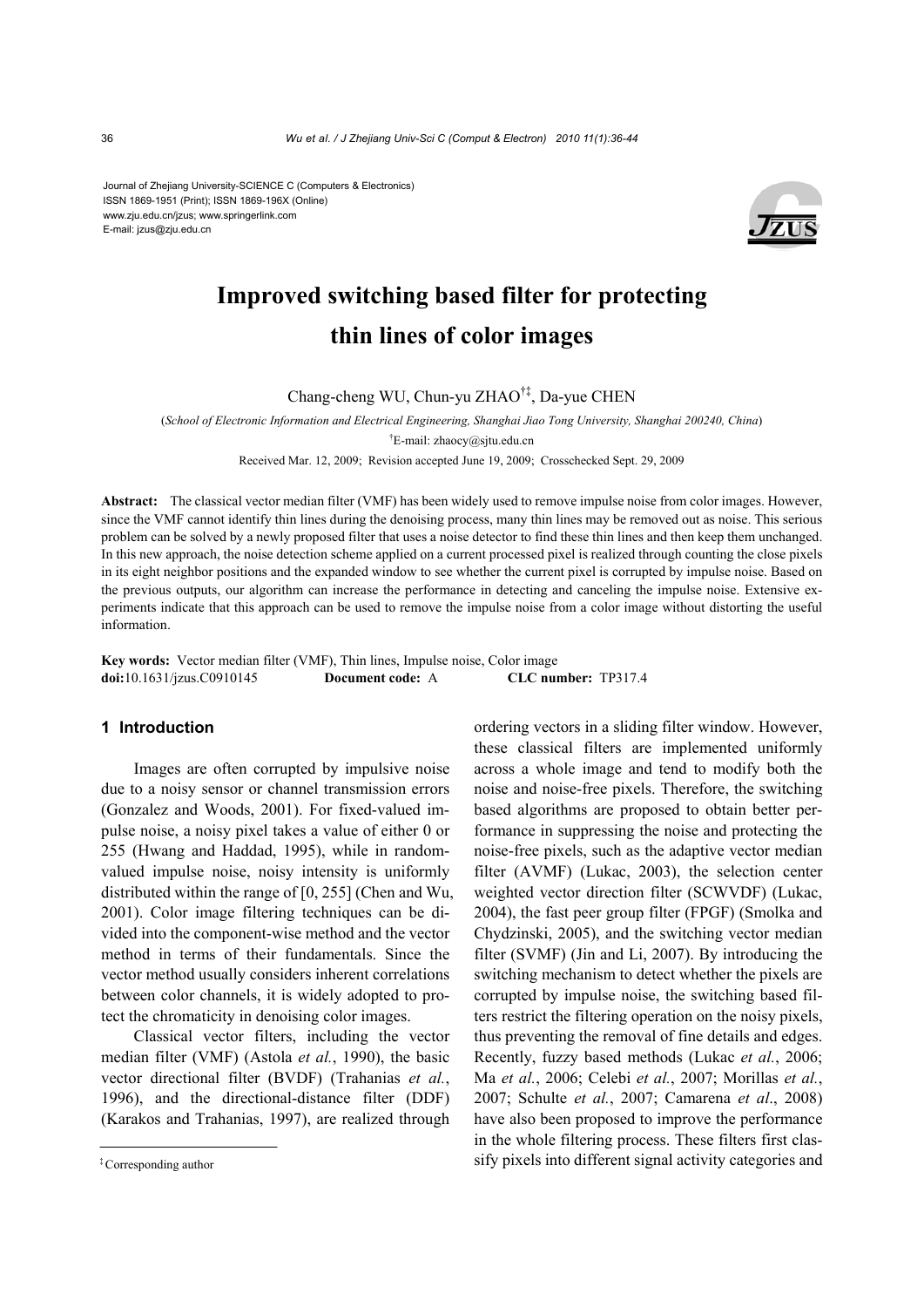Journal of Zhejiang University-SCIENCE C (Computers & Electronics)
ISSN 1869-1951 (Print); ISSN 1869-196X (Online)
www.zju.edu.cn/jzus; www.springerlink.com
E-mail: jzus@zju.edu.cn

# Improved switching based filter for protecting thin lines of color images

Chang-cheng WU, Chun-yu ZHAO[†‡], Da-yue CHEN

(*School of Electronic Information and Electrical Engineering, Shanghai Jiao Tong University, Shanghai 200240, China*)

[†]E-mail: zhaocy@sjtu.edu.cn

Received Mar. 12, 2009; Revision accepted June 19, 2009; Crosschecked Sept. 29, 2009

**Abstract:** The classical vector median filter (VMF) has been widely used to remove impulse noise from color images. However, since the VMF cannot identify thin lines during the denoising process, many thin lines may be removed out as noise. This serious problem can be solved by a newly proposed filter that uses a noise detector to find these thin lines and then keep them unchanged. In this new approach, the noise detection scheme applied on a current processed pixel is realized through counting the close pixels in its eight neighbor positions and the expanded window to see whether the current pixel is corrupted by impulse noise. Based on the previous outputs, our algorithm can increase the performance in detecting and canceling the impulse noise. Extensive experiments indicate that this approach can be used to remove the impulse noise from a color image without distorting the useful information.

**Key words:** Vector median filter (VMF), Thin lines, Impulse noise, Color image
**doi:**10.1631/jzus.C0910145 **Document code:** A **CLC number:** TP317.4

## 1 Introduction

Images are often corrupted by impulsive noise due to a noisy sensor or channel transmission errors (Gonzalez and Woods, 2001). For fixed-valued impulse noise, a noisy pixel takes a value of either 0 or 255 (Hwang and Haddad, 1995), while in random-valued impulse noise, noisy intensity is uniformly distributed within the range of [0, 255] (Chen and Wu, 2001). Color image filtering techniques can be divided into the component-wise method and the vector method in terms of their fundamentals. Since the vector method usually considers inherent correlations between color channels, it is widely adopted to protect the chromaticity in denoising color images.

Classical vector filters, including the vector median filter (VMF) (Astola *et al.*, 1990), the basic vector directional filter (BVDF) (Trahanias *et al.*, 1996), and the directional-distance filter (DDF) (Karakos and Trahanias, 1997), are realized through ordering vectors in a sliding filter window. However, these classical filters are implemented uniformly across a whole image and tend to modify both the noise and noise-free pixels. Therefore, the switching based algorithms are proposed to obtain better performance in suppressing the noise and protecting the noise-free pixels, such as the adaptive vector median filter (AVMF) (Lukac, 2003), the selection center weighted vector direction filter (SCWVDF) (Lukac, 2004), the fast peer group filter (FPGF) (Smolka and Chydzinski, 2005), and the switching vector median filter (SVMF) (Jin and Li, 2007). By introducing the switching mechanism to detect whether the pixels are corrupted by impulse noise, the switching based filters restrict the filtering operation on the noisy pixels, thus preventing the removal of fine details and edges. Recently, fuzzy based methods (Lukac *et al.*, 2006; Ma *et al.*, 2006; Celebi *et al.*, 2007; Morillas *et al.*, 2007; Schulte *et al.*, 2007; Camarena *et al*., 2008) have also been proposed to improve the performance in the whole filtering process. These filters first classify pixels into different signal activity categories and

[‡]Corresponding author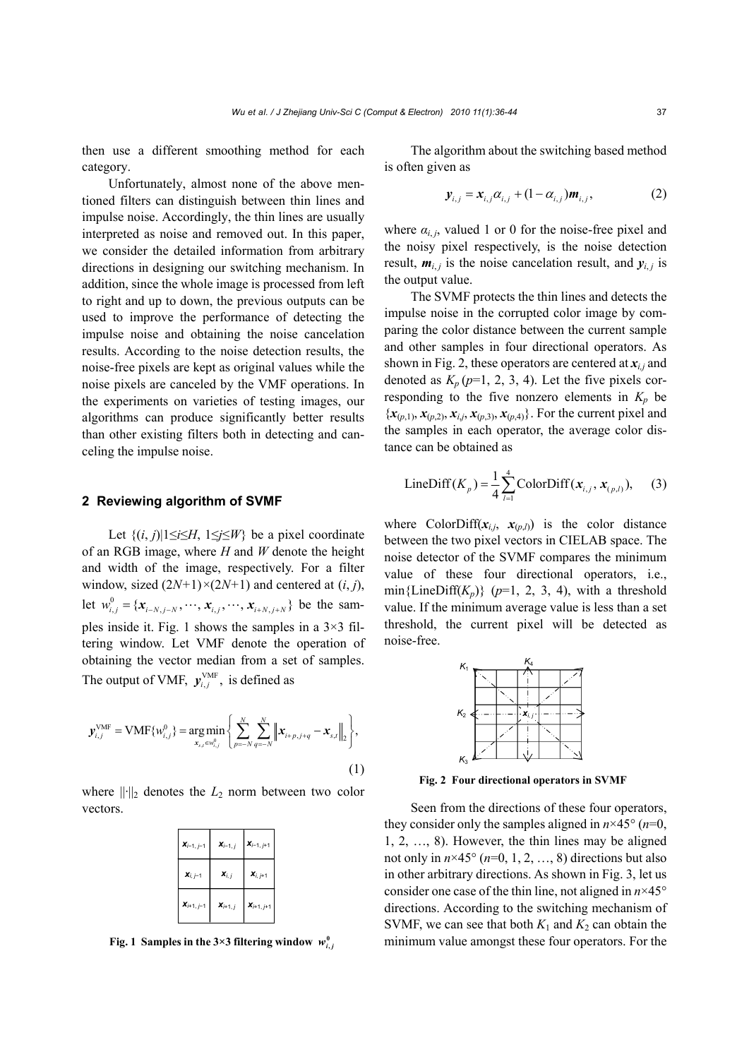then use a different smoothing method for each category.

Unfortunately, almost none of the above mentioned filters can distinguish between thin lines and impulse noise. Accordingly, the thin lines are usually interpreted as noise and removed out. In this paper, we consider the detailed information from arbitrary directions in designing our switching mechanism. In addition, since the whole image is processed from left to right and up to down, the previous outputs can be used to improve the performance of detecting the impulse noise and obtaining the noise cancelation results. According to the noise detection results, the noise-free pixels are kept as original values while the noise pixels are canceled by the VMF operations. In the experiments on varieties of testing images, our algorithms can produce significantly better results than other existing filters both in detecting and canceling the impulse noise.

## 2 Reviewing algorithm of SVMF

Let $\{(i, j)|1\leq i\leq H, 1\leq j\leq W\}$ be a pixel coordinate of an RGB image, where $H$ and $W$ denote the height and width of the image, respectively. For a filter window, sized $(2N+1)\times(2N+1)$ and centered at $(i, j)$, let $w_{i,j}^{0}=\{\boldsymbol{x}_{i-N,j-N},\cdots,\boldsymbol{x}_{i,j},\cdots,\boldsymbol{x}_{i+N,j+N}\}$ be the samples inside it. Fig. 1 shows the samples in a 3×3 filtering window. Let VMF denote the operation of obtaining the vector median from a set of samples. The output of VMF, $\boldsymbol{y}_{i,j}^{\mathrm{VMF}}$, is defined as

$$\boldsymbol{y}_{i,j}^{\mathrm{VMF}}=\mathrm{VMF}\{w_{i,j}^{0}\}=\underset{\boldsymbol{x}_{s,t}\in w_{i,j}^{0}}{\arg\min}\left\{\sum_{p=-N}^{N}\sum_{q=-N}^{N}\left\|\boldsymbol{x}_{i+p,j+q}-\boldsymbol{x}_{s,t}\right\|_{2}\right\},\tag{1}$$

where $\|\cdot\|_2$ denotes the $L_2$ norm between two color vectors.

| $\boldsymbol{x}_{i-1,j-1}$ | $\boldsymbol{x}_{i-1,j}$ | $\boldsymbol{x}_{i-1,j+1}$ |
|---|---|---|
| $\boldsymbol{x}_{i,j-1}$ | $\boldsymbol{x}_{i,j}$ | $\boldsymbol{x}_{i,j+1}$ |
| $\boldsymbol{x}_{i+1,j-1}$ | $\boldsymbol{x}_{i+1,j}$ | $\boldsymbol{x}_{i+1,j+1}$ |

**Fig. 1 Samples in the 3×3 filtering window $w_{i,j}^{0}$**

The algorithm about the switching based method is often given as

$$\boldsymbol{y}_{i,j}=\boldsymbol{x}_{i,j}\alpha_{i,j}+(1-\alpha_{i,j})\boldsymbol{m}_{i,j},\tag{2}$$

where $\alpha_{i,j}$, valued 1 or 0 for the noise-free pixel and the noisy pixel respectively, is the noise detection result, $\boldsymbol{m}_{i,j}$ is the noise cancelation result, and $\boldsymbol{y}_{i,j}$ is the output value.

The SVMF protects the thin lines and detects the impulse noise in the corrupted color image by comparing the color distance between the current sample and other samples in four directional operators. As shown in Fig. 2, these operators are centered at $\boldsymbol{x}_{i,j}$ and denoted as $K_p$ ($p$=1, 2, 3, 4). Let the five pixels corresponding to the five nonzero elements in $K_p$ be $\{\boldsymbol{x}_{(p,1)}, \boldsymbol{x}_{(p,2)}, \boldsymbol{x}_{i,j}, \boldsymbol{x}_{(p,3)}, \boldsymbol{x}_{(p,4)}\}$. For the current pixel and the samples in each operator, the average color distance can be obtained as

$$\mathrm{LineDiff}(K_p)=\frac{1}{4}\sum_{l=1}^{4}\mathrm{ColorDiff}(\boldsymbol{x}_{i,j},\boldsymbol{x}_{(p,l)}),\tag{3}$$

where $\mathrm{ColorDiff}(\boldsymbol{x}_{i,j}, \boldsymbol{x}_{(p,l)})$ is the color distance between the two pixel vectors in CIELAB space. The noise detector of the SVMF compares the minimum value of these four directional operators, i.e., $\min\{\mathrm{LineDiff}(K_p)\}$ ($p$=1, 2, 3, 4), with a threshold value. If the minimum average value is less than a set threshold, the current pixel will be detected as noise-free.

**Fig. 2 Four directional operators in SVMF**

Seen from the directions of these four operators, they consider only the samples aligned in $n$×45° ($n$=0, 1, 2, …, 8). However, the thin lines may be aligned not only in $n$×45° ($n$=0, 1, 2, …, 8) directions but also in other arbitrary directions. As shown in Fig. 3, let us consider one case of the thin line, not aligned in $n$×45° directions. According to the switching mechanism of SVMF, we can see that both $K_1$ and $K_2$ can obtain the minimum value amongst these four operators. For the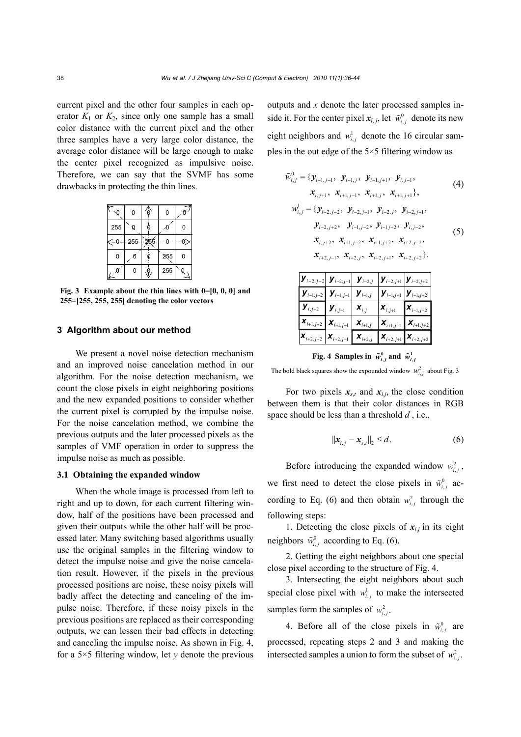current pixel and the other four samples in each operator $K_1$ or $K_2$, since only one sample has a small color distance with the current pixel and the other three samples have a very large color distance, the average color distance will be large enough to make the center pixel recognized as impulsive noise. Therefore, we can say that the SVMF has some drawbacks in protecting the thin lines.

| | | | | |
|---|---|---|---|---|
| 0 | 0 | 0 | 0 | 0 |
| 255 | 0 | 0 | 0 | 0 |
| 0 | 255 | 255 | 0 | 0 |
| 0 | 0 | 0 | 255 | 0 |
| 0 | 0 | 0 | 255 | 0 |

**Fig. 3 Example about the thin lines with 0=[0, 0, 0] and 255=[255, 255, 255] denoting the color vectors**

## 3 Algorithm about our method

We present a novel noise detection mechanism and an improved noise cancelation method in our algorithm. For the noise detection mechanism, we count the close pixels in eight neighboring positions and the new expanded positions to consider whether the current pixel is corrupted by the impulse noise. For the noise cancelation method, we combine the previous outputs and the later processed pixels as the samples of VMF operation in order to suppress the impulse noise as much as possible.

### 3.1 Obtaining the expanded window

When the whole image is processed from left to right and up to down, for each current filtering window, half of the positions have been processed and given their outputs while the other half will be processed later. Many switching based algorithms usually use the original samples in the filtering window to detect the impulse noise and give the noise cancelation result. However, if the pixels in the previous processed positions are noise, these noisy pixels will badly affect the detecting and canceling of the impulse noise. Therefore, if these noisy pixels in the previous positions are replaced as their corresponding outputs, we can lessen their bad effects in detecting and canceling the impulse noise. As shown in Fig. 4, for a 5×5 filtering window, let $y$ denote the previous outputs and $x$ denote the later processed samples inside it. For the center pixel $\boldsymbol{x}_{i,j}$, let $\tilde{w}^0_{i,j}$ denote its new eight neighbors and $w^1_{i,j}$ denote the 16 circular samples in the out edge of the 5×5 filtering window as

$$\tilde{w}^0_{i,j}=\{\boldsymbol{y}_{i-1,j-1},\ \boldsymbol{y}_{i-1,j},\ \boldsymbol{y}_{i-1,j+1},\ \boldsymbol{y}_{i,j-1},\ \boldsymbol{x}_{i,j+1},\ \boldsymbol{x}_{i+1,j-1},\ \boldsymbol{x}_{i+1,j},\ \boldsymbol{x}_{i+1,j+1}\}, \tag{4}$$

$$\begin{aligned} w^1_{i,j}=\{&\boldsymbol{y}_{i-2,j-2},\ \boldsymbol{y}_{i-2,j-1},\ \boldsymbol{y}_{i-2,j},\ \boldsymbol{y}_{i-2,j+1},\\ &\boldsymbol{y}_{i-2,j+2},\ \boldsymbol{y}_{i-1,j-2},\ \boldsymbol{y}_{i-1,j+2},\ \boldsymbol{y}_{i,j-2},\\ &\boldsymbol{x}_{i,j+2},\ \boldsymbol{x}_{i+1,j-2},\ \boldsymbol{x}_{i+1,j+2},\ \boldsymbol{x}_{i+2,j-2},\\ &\boldsymbol{x}_{i+2,j-1},\ \boldsymbol{x}_{i+2,j},\ \boldsymbol{x}_{i+2,j+1},\ \boldsymbol{x}_{i+2,j+2}\}. \end{aligned} \tag{5}$$

| | | | | |
|---|---|---|---|---|
| $\boldsymbol{y}_{i-2,j-2}$ | $\boldsymbol{y}_{i-2,j-1}$ | $\boldsymbol{y}_{i-2,j}$ | $\boldsymbol{y}_{i-2,j+1}$ | $\boldsymbol{y}_{i-2,j+2}$ |
| $\boldsymbol{y}_{i-1,j-2}$ | $\boldsymbol{y}_{i-1,j-1}$ | $\boldsymbol{y}_{i-1,j}$ | $\boldsymbol{y}_{i-1,j+1}$ | $\boldsymbol{y}_{i-1,j+2}$ |
| $\boldsymbol{y}_{i,j-2}$ | $\boldsymbol{y}_{i,j-1}$ | $\boldsymbol{x}_{i,j}$ | $\boldsymbol{x}_{i,j+1}$ | $\boldsymbol{x}_{i-1,j+2}$ |
| $\boldsymbol{x}_{i+1,j-2}$ | $\boldsymbol{x}_{i+1,j-1}$ | $\boldsymbol{x}_{i+1,j}$ | $\boldsymbol{x}_{i+1,j+1}$ | $\boldsymbol{x}_{i+1,j+2}$ |
| $\boldsymbol{x}_{i+2,j-2}$ | $\boldsymbol{x}_{i+2,j-1}$ | $\boldsymbol{x}_{i+2,j}$ | $\boldsymbol{x}_{i+2,j+1}$ | $\boldsymbol{x}_{i+2,j+2}$ |

**Fig. 4 Samples in $\tilde{w}^0_{i,j}$ and $\tilde{w}^1_{i,j}$**

The bold black squares show the expounded window $w^2_{i,j}$ about Fig. 3

For two pixels $\boldsymbol{x}_{s,t}$ and $\boldsymbol{x}_{i,j}$, the close condition between them is that their color distances in RGB space should be less than a threshold $d$ , i.e.,

$$\|\boldsymbol{x}_{i,j}-\boldsymbol{x}_{s,t}\|_2 \le d. \tag{6}$$

Before introducing the expanded window $w^2_{i,j}$, we first need to detect the close pixels in $\tilde{w}^0_{i,j}$ according to Eq. (6) and then obtain $w^2_{i,j}$ through the following steps:

1. Detecting the close pixels of $\boldsymbol{x}_{i,j}$ in its eight neighbors $\tilde{w}^0_{i,j}$ according to Eq. (6).

2. Getting the eight neighbors about one special close pixel according to the structure of Fig. 4.

3. Intersecting the eight neighbors about such special close pixel with $w^1_{i,j}$ to make the intersected samples form the samples of $w^2_{i,j}$.

4. Before all of the close pixels in $\tilde{w}^0_{i,j}$ are processed, repeating steps 2 and 3 and making the intersected samples a union to form the subset of $w^2_{i,j}$.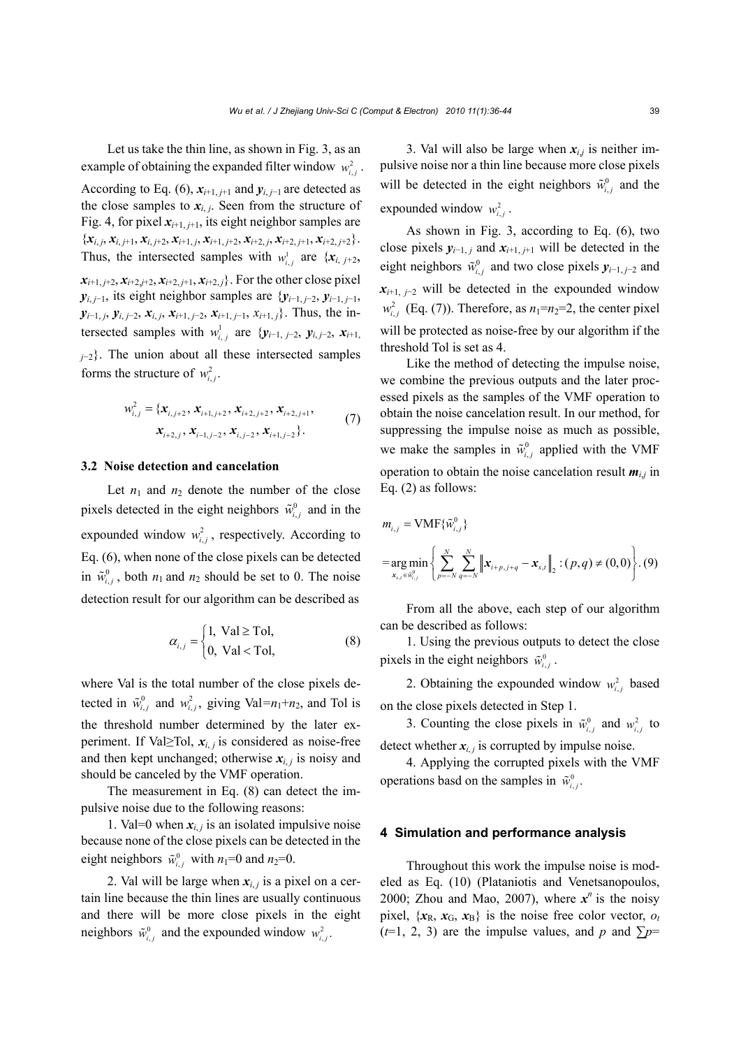Let us take the thin line, as shown in Fig. 3, as an example of obtaining the expanded filter window $w_{i,j}^2$. According to Eq. (6), $\boldsymbol{x}_{i+1,j+1}$ and $\boldsymbol{y}_{i,j-1}$ are detected as the close samples to $\boldsymbol{x}_{i,j}$. Seen from the structure of Fig. 4, for pixel $\boldsymbol{x}_{i+1,j+1}$, its eight neighbor samples are $\{\boldsymbol{x}_{i,j}, \boldsymbol{x}_{i,j+1}, \boldsymbol{x}_{i,j+2}, \boldsymbol{x}_{i+1,j}, \boldsymbol{x}_{i+1,j+2}, \boldsymbol{x}_{i+2,j}, \boldsymbol{x}_{i+2,j+1}, \boldsymbol{x}_{i+2,j+2}\}$. Thus, the intersected samples with $w_{i,j}^1$ are $\{\boldsymbol{x}_{i,j+2}, \boldsymbol{x}_{i+1,j+2}, \boldsymbol{x}_{i+2,j+2}, \boldsymbol{x}_{i+2,j+1}, \boldsymbol{x}_{i+2,j}\}$. For the other close pixel $\boldsymbol{y}_{i,j-1}$, its eight neighbor samples are $\{\boldsymbol{y}_{i-1,j-2}, \boldsymbol{y}_{i-1,j-1}, \boldsymbol{y}_{i-1,j}, \boldsymbol{y}_{i,j-2}, \boldsymbol{x}_{i,j}, \boldsymbol{x}_{i+1,j-2}, \boldsymbol{x}_{i+1,j-1}, \boldsymbol{x}_{i+1,j}\}$. Thus, the intersected samples with $w_{i,j}^1$ are $\{\boldsymbol{y}_{i-1,j-2}, \boldsymbol{y}_{i,j-2}, \boldsymbol{x}_{i+1,j-2}\}$. The union about all these intersected samples forms the structure of $w_{i,j}^2$.

$$
\begin{aligned}
w_{i,j}^2 = \{&\boldsymbol{x}_{i,j+2}, \boldsymbol{x}_{i+1,j+2}, \boldsymbol{x}_{i+2,j+2}, \boldsymbol{x}_{i+2,j+1}, \\
&\boldsymbol{x}_{i+2,j}, \boldsymbol{x}_{i-1,j-2}, \boldsymbol{x}_{i,j-2}, \boldsymbol{x}_{i+1,j-2}\}.
\end{aligned} \tag{7}
$$

### 3.2 Noise detection and cancelation

Let $n_1$ and $n_2$ denote the number of the close pixels detected in the eight neighbors $\tilde{w}_{i,j}^0$ and in the expounded window $w_{i,j}^2$, respectively. According to Eq. (6), when none of the close pixels can be detected in $\tilde{w}_{i,j}^0$, both $n_1$ and $n_2$ should be set to 0. The noise detection result for our algorithm can be described as

$$
\alpha_{i,j} = \begin{cases} 1, & \text{Val} \geq \text{Tol}, \\ 0, & \text{Val} < \text{Tol}, \end{cases} \tag{8}
$$

where Val is the total number of the close pixels detected in $\tilde{w}_{i,j}^0$ and $w_{i,j}^2$, giving Val=$n_1$+$n_2$, and Tol is the threshold number determined by the later experiment. If Val≥Tol, $\boldsymbol{x}_{i,j}$ is considered as noise-free and then kept unchanged; otherwise $\boldsymbol{x}_{i,j}$ is noisy and should be canceled by the VMF operation.

The measurement in Eq. (8) can detect the impulsive noise due to the following reasons:

1. Val=0 when $\boldsymbol{x}_{i,j}$ is an isolated impulsive noise because none of the close pixels can be detected in the eight neighbors $\tilde{w}_{i,j}^0$ with $n_1$=0 and $n_2$=0.

2. Val will be large when $\boldsymbol{x}_{i,j}$ is a pixel on a certain line because the thin lines are usually continuous and there will be more close pixels in the eight neighbors $\tilde{w}_{i,j}^0$ and the expounded window $w_{i,j}^2$.

3. Val will also be large when $\boldsymbol{x}_{i,j}$ is neither impulsive noise nor a thin line because more close pixels will be detected in the eight neighbors $\tilde{w}_{i,j}^0$ and the expounded window $w_{i,j}^2$.

As shown in Fig. 3, according to Eq. (6), two close pixels $\boldsymbol{y}_{i-1,j}$ and $\boldsymbol{x}_{i+1,j+1}$ will be detected in the eight neighbors $\tilde{w}_{i,j}^0$ and two close pixels $\boldsymbol{y}_{i-1,j-2}$ and $\boldsymbol{x}_{i+1,j-2}$ will be detected in the expounded window $w_{i,j}^2$ (Eq. (7)). Therefore, as $n_1$=$n_2$=2, the center pixel will be protected as noise-free by our algorithm if the threshold Tol is set as 4.

Like the method of detecting the impulse noise, we combine the previous outputs and the later processed pixels as the samples of the VMF operation to obtain the noise cancelation result. In our method, for suppressing the impulse noise as much as possible, we make the samples in $\tilde{w}_{i,j}^0$ applied with the VMF operation to obtain the noise cancelation result $\boldsymbol{m}_{i,j}$ in Eq. (2) as follows:

$$
\begin{aligned}
m_{i,j} &= \text{VMF}\{\tilde{w}_{i,j}^0\} \\
&= \underset{\boldsymbol{x}_{s,t} \in \tilde{w}_{i,j}^0}{\arg\min} \left\{ \sum_{p=-N}^{N} \sum_{q=-N}^{N} \left\| \boldsymbol{x}_{i+p,j+q} - \boldsymbol{x}_{s,t} \right\|_2 : (p,q) \neq (0,0) \right\}.
\end{aligned} \tag{9}
$$

From all the above, each step of our algorithm can be described as follows:

1. Using the previous outputs to detect the close pixels in the eight neighbors $\tilde{w}_{i,j}^0$.

2. Obtaining the expounded window $w_{i,j}^2$ based on the close pixels detected in Step 1.

3. Counting the close pixels in $\tilde{w}_{i,j}^0$ and $w_{i,j}^2$ to detect whether $\boldsymbol{x}_{i,j}$ is corrupted by impulse noise.

4. Applying the corrupted pixels with the VMF operations basd on the samples in $\tilde{w}_{i,j}^0$.

## 4 Simulation and performance analysis

Throughout this work the impulse noise is modeled as Eq. (10) (Plataniotis and Venetsanopoulos, 2000; Zhou and Mao, 2007), where $\boldsymbol{x}^n$ is the noisy pixel, $\{\boldsymbol{x}_R, \boldsymbol{x}_G, \boldsymbol{x}_B\}$ is the noise free color vector, $o_t$ ($t$=1, 2, 3) are the impulse values, and $p$ and $\sum p$=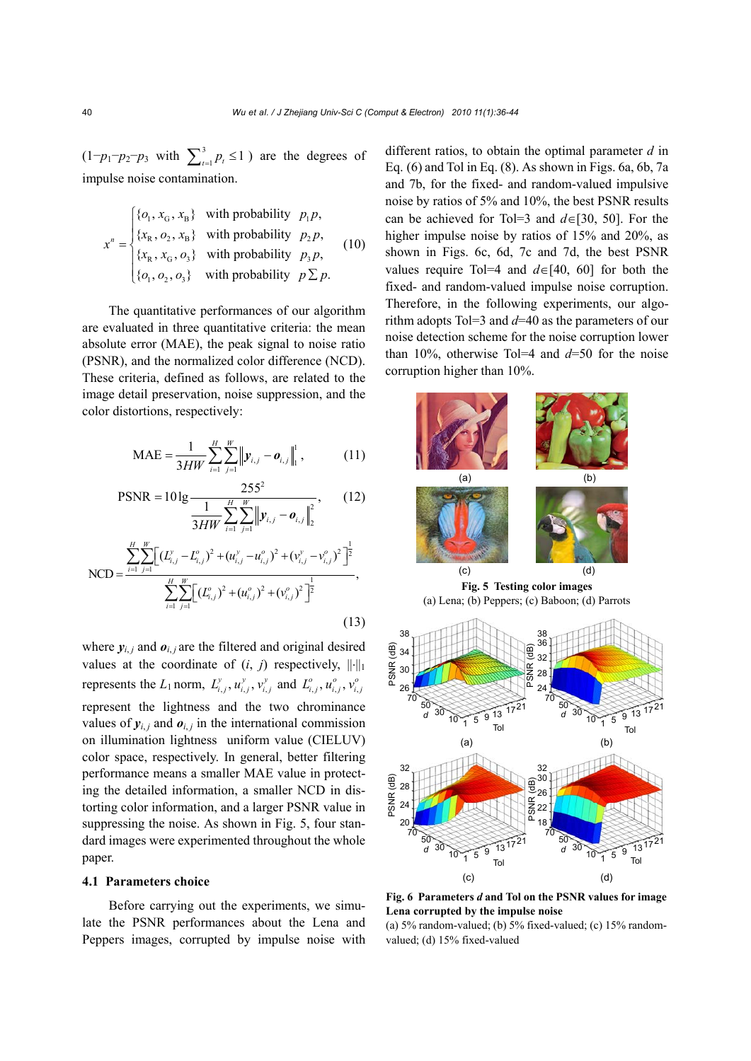$(1-p_1-p_2-p_3$ with $\sum_{t=1}^{3} p_t \le 1)$ are the degrees of impulse noise contamination.

$$x^n = \begin{cases} \{o_1, x_G, x_B\} & \text{with probability } p_1 p, \\ \{x_R, o_2, x_B\} & \text{with probability } p_2 p, \\ \{x_R, x_G, o_3\} & \text{with probability } p_3 p, \\ \{o_1, o_2, o_3\} & \text{with probability } p \sum p. \end{cases} \tag{10}$$

The quantitative performances of our algorithm are evaluated in three quantitative criteria: the mean absolute error (MAE), the peak signal to noise ratio (PSNR), and the normalized color difference (NCD). These criteria, defined as follows, are related to the image detail preservation, noise suppression, and the color distortions, respectively:

$$\text{MAE} = \frac{1}{3HW} \sum_{i=1}^{H} \sum_{j=1}^{W} \left\| \boldsymbol{y}_{i,j} - \boldsymbol{o}_{i,j} \right\|_1^1, \tag{11}$$

$$\text{PSNR} = 10 \lg \frac{255^2}{\frac{1}{3HW} \sum_{i=1}^{H} \sum_{j=1}^{W} \left\| \boldsymbol{y}_{i,j} - \boldsymbol{o}_{i,j} \right\|_2^2}, \tag{12}$$

$$\text{NCD} = \frac{\sum_{i=1}^{H} \sum_{j=1}^{W} \left[ (L_{i,j}^y - L_{i,j}^o)^2 + (u_{i,j}^y - u_{i,j}^o)^2 + (v_{i,j}^y - v_{i,j}^o)^2 \right]^{\frac{1}{2}}}{\sum_{i=1}^{H} \sum_{j=1}^{W} \left[ (L_{i,j}^o)^2 + (u_{i,j}^o)^2 + (v_{i,j}^o)^2 \right]^{\frac{1}{2}}}, \tag{13}$$

where $\boldsymbol{y}_{i,j}$ and $\boldsymbol{o}_{i,j}$ are the filtered and original desired values at the coordinate of $(i, j)$ respectively, $\|\cdot\|_1$ represents the $L_1$ norm, $L_{i,j}^y, u_{i,j}^y, v_{i,j}^y$ and $L_{i,j}^o, u_{i,j}^o, v_{i,j}^o$ represent the lightness and the two chrominance values of $\boldsymbol{y}_{i,j}$ and $\boldsymbol{o}_{i,j}$ in the international commission on illumination lightness uniform value (CIELUV) color space, respectively. In general, better filtering performance means a smaller MAE value in protecting the detailed information, a smaller NCD in distorting color information, and a larger PSNR value in suppressing the noise. As shown in Fig. 5, four standard images were experimented throughout the whole paper.

### 4.1 Parameters choice

Before carrying out the experiments, we simulate the PSNR performances about the Lena and Peppers images, corrupted by impulse noise with different ratios, to obtain the optimal parameter $d$ in Eq. (6) and Tol in Eq. (8). As shown in Figs. 6a, 6b, 7a and 7b, for the fixed- and random-valued impulsive noise by ratios of 5% and 10%, the best PSNR results can be achieved for Tol=3 and $d \in [30, 50]$. For the higher impulse noise by ratios of 15% and 20%, as shown in Figs. 6c, 6d, 7c and 7d, the best PSNR values require Tol=4 and $d \in [40, 60]$ for both the fixed- and random-valued impulse noise corruption. Therefore, in the following experiments, our algorithm adopts Tol=3 and $d$=40 as the parameters of our noise detection scheme for the noise corruption lower than 10%, otherwise Tol=4 and $d$=50 for the noise corruption higher than 10%.

**Fig. 5 Testing color images**

(a) Lena; (b) Peppers; (c) Baboon; (d) Parrots

**Fig. 6 Parameters *d* and Tol on the PSNR values for image Lena corrupted by the impulse noise**

(a) 5% random-valued; (b) 5% fixed-valued; (c) 15% random-valued; (d) 15% fixed-valued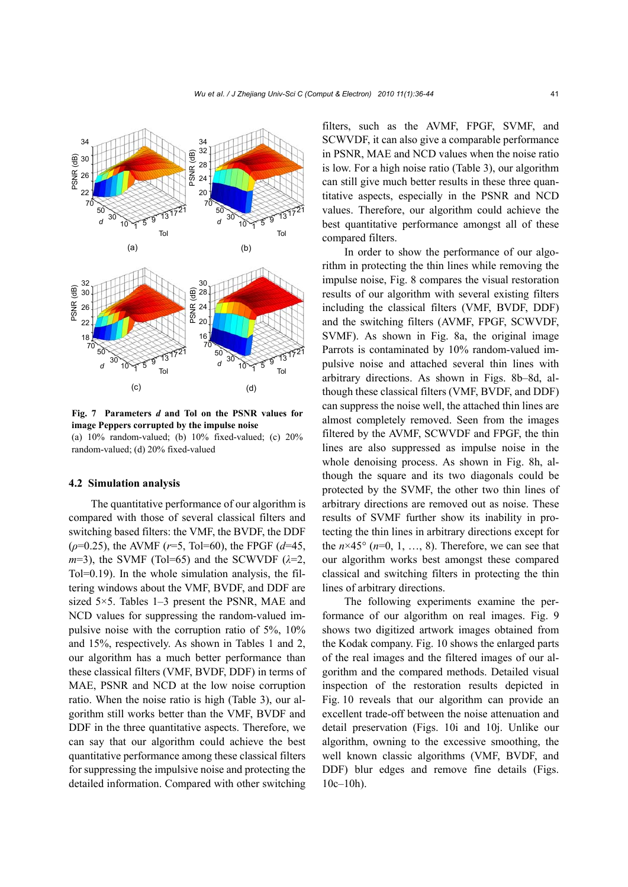**Fig. 7 Parameters *d* and Tol on the PSNR values for image Peppers corrupted by the impulse noise**
(a) 10% random-valued; (b) 10% fixed-valued; (c) 20% random-valued; (d) 20% fixed-valued

### 4.2 Simulation analysis

The quantitative performance of our algorithm is compared with those of several classical filters and switching based filters: the VMF, the BVDF, the DDF ($\rho$=0.25), the AVMF ($r$=5, Tol=60), the FPGF ($d$=45, $m$=3), the SVMF (Tol=65) and the SCWVDF ($\lambda$=2, Tol=0.19). In the whole simulation analysis, the filtering windows about the VMF, BVDF, and DDF are sized 5×5. Tables 1–3 present the PSNR, MAE and NCD values for suppressing the random-valued impulsive noise with the corruption ratio of 5%, 10% and 15%, respectively. As shown in Tables 1 and 2, our algorithm has a much better performance than these classical filters (VMF, BVDF, DDF) in terms of MAE, PSNR and NCD at the low noise corruption ratio. When the noise ratio is high (Table 3), our algorithm still works better than the VMF, BVDF and DDF in the three quantitative aspects. Therefore, we can say that our algorithm could achieve the best quantitative performance among these classical filters for suppressing the impulsive noise and protecting the detailed information. Compared with other switching filters, such as the AVMF, FPGF, SVMF, and SCWVDF, it can also give a comparable performance in PSNR, MAE and NCD values when the noise ratio is low. For a high noise ratio (Table 3), our algorithm can still give much better results in these three quantitative aspects, especially in the PSNR and NCD values. Therefore, our algorithm could achieve the best quantitative performance amongst all of these compared filters.

In order to show the performance of our algorithm in protecting the thin lines while removing the impulse noise, Fig. 8 compares the visual restoration results of our algorithm with several existing filters including the classical filters (VMF, BVDF, DDF) and the switching filters (AVMF, FPGF, SCWVDF, SVMF). As shown in Fig. 8a, the original image Parrots is contaminated by 10% random-valued impulsive noise and attached several thin lines with arbitrary directions. As shown in Figs. 8b–8d, although these classical filters (VMF, BVDF, and DDF) can suppress the noise well, the attached thin lines are almost completely removed. Seen from the images filtered by the AVMF, SCWVDF and FPGF, the thin lines are also suppressed as impulse noise in the whole denoising process. As shown in Fig. 8h, although the square and its two diagonals could be protected by the SVMF, the other two thin lines of arbitrary directions are removed out as noise. These results of SVMF further show its inability in protecting the thin lines in arbitrary directions except for the $n$×45° ($n$=0, 1, …, 8). Therefore, we can see that our algorithm works best amongst these compared classical and switching filters in protecting the thin lines of arbitrary directions.

The following experiments examine the performance of our algorithm on real images. Fig. 9 shows two digitized artwork images obtained from the Kodak company. Fig. 10 shows the enlarged parts of the real images and the filtered images of our algorithm and the compared methods. Detailed visual inspection of the restoration results depicted in Fig. 10 reveals that our algorithm can provide an excellent trade-off between the noise attenuation and detail preservation (Figs. 10i and 10j. Unlike our algorithm, owning to the excessive smoothing, the well known classic algorithms (VMF, BVDF, and DDF) blur edges and remove fine details (Figs. 10c–10h).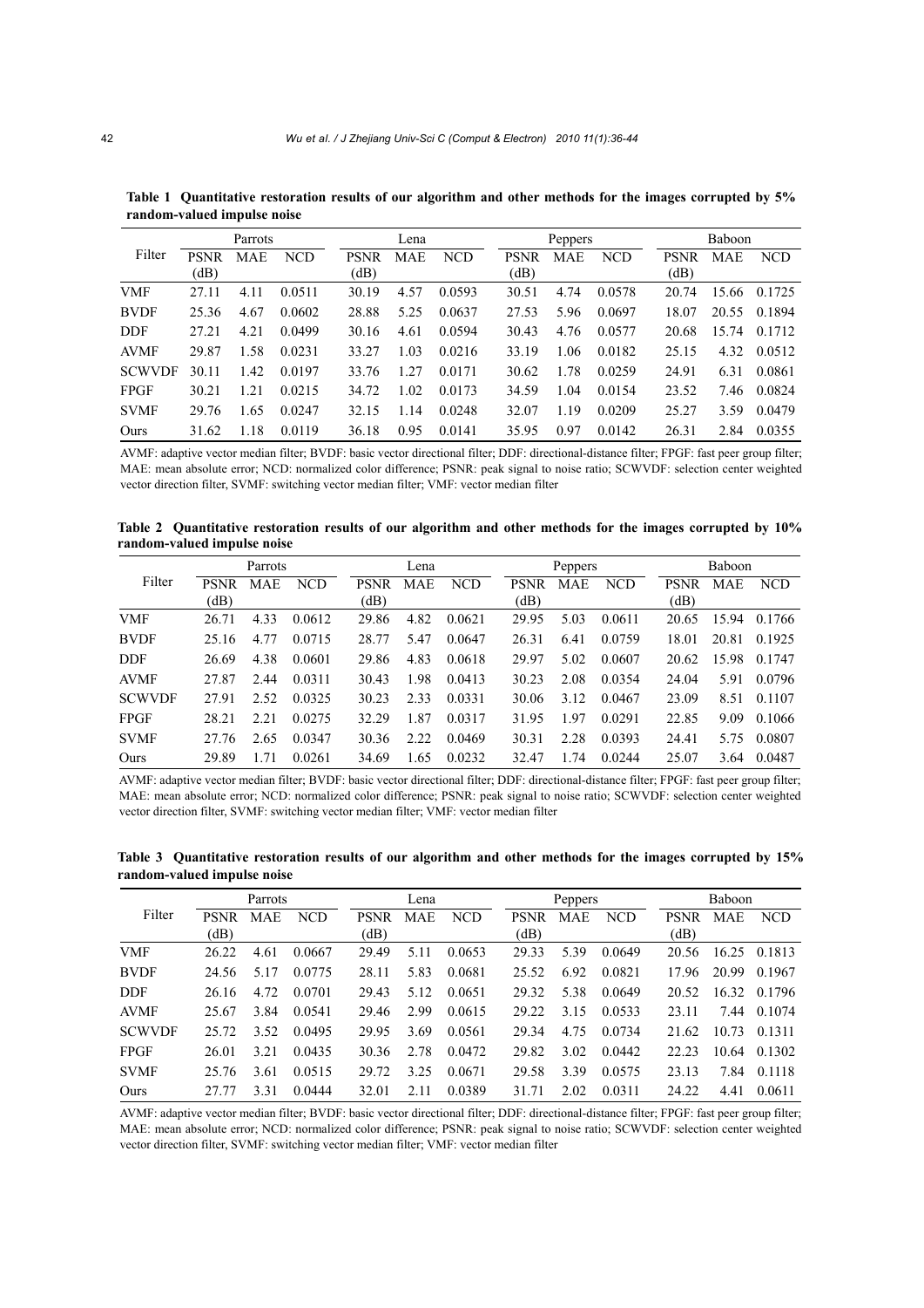**Table 1 Quantitative restoration results of our algorithm and other methods for the images corrupted by 5% random-valued impulse noise**

| Filter | Parrots | | | Lena | | | Peppers | | | Baboon | | |
|---|---|---|---|---|---|---|---|---|---|---|---|---|
| | PSNR (dB) | MAE | NCD | PSNR (dB) | MAE | NCD | PSNR (dB) | MAE | NCD | PSNR (dB) | MAE | NCD |
| VMF | 27.11 | 4.11 | 0.0511 | 30.19 | 4.57 | 0.0593 | 30.51 | 4.74 | 0.0578 | 20.74 | 15.66 | 0.1725 |
| BVDF | 25.36 | 4.67 | 0.0602 | 28.88 | 5.25 | 0.0637 | 27.53 | 5.96 | 0.0697 | 18.07 | 20.55 | 0.1894 |
| DDF | 27.21 | 4.21 | 0.0499 | 30.16 | 4.61 | 0.0594 | 30.43 | 4.76 | 0.0577 | 20.68 | 15.74 | 0.1712 |
| AVMF | 29.87 | 1.58 | 0.0231 | 33.27 | 1.03 | 0.0216 | 33.19 | 1.06 | 0.0182 | 25.15 | 4.32 | 0.0512 |
| SCWVDF | 30.11 | 1.42 | 0.0197 | 33.76 | 1.27 | 0.0171 | 30.62 | 1.78 | 0.0259 | 24.91 | 6.31 | 0.0861 |
| FPGF | 30.21 | 1.21 | 0.0215 | 34.72 | 1.02 | 0.0173 | 34.59 | 1.04 | 0.0154 | 23.52 | 7.46 | 0.0824 |
| SVMF | 29.76 | 1.65 | 0.0247 | 32.15 | 1.14 | 0.0248 | 32.07 | 1.19 | 0.0209 | 25.27 | 3.59 | 0.0479 |
| Ours | 31.62 | 1.18 | 0.0119 | 36.18 | 0.95 | 0.0141 | 35.95 | 0.97 | 0.0142 | 26.31 | 2.84 | 0.0355 |

AVMF: adaptive vector median filter; BVDF: basic vector directional filter; DDF: directional-distance filter; FPGF: fast peer group filter; MAE: mean absolute error; NCD: normalized color difference; PSNR: peak signal to noise ratio; SCWVDF: selection center weighted vector direction filter, SVMF: switching vector median filter; VMF: vector median filter

**Table 2 Quantitative restoration results of our algorithm and other methods for the images corrupted by 10% random-valued impulse noise**

| Filter | Parrots | | | Lena | | | Peppers | | | Baboon | | |
|---|---|---|---|---|---|---|---|---|---|---|---|---|
| | PSNR (dB) | MAE | NCD | PSNR (dB) | MAE | NCD | PSNR (dB) | MAE | NCD | PSNR (dB) | MAE | NCD |
| VMF | 26.71 | 4.33 | 0.0612 | 29.86 | 4.82 | 0.0621 | 29.95 | 5.03 | 0.0611 | 20.65 | 15.94 | 0.1766 |
| BVDF | 25.16 | 4.77 | 0.0715 | 28.77 | 5.47 | 0.0647 | 26.31 | 6.41 | 0.0759 | 18.01 | 20.81 | 0.1925 |
| DDF | 26.69 | 4.38 | 0.0601 | 29.86 | 4.83 | 0.0618 | 29.97 | 5.02 | 0.0607 | 20.62 | 15.98 | 0.1747 |
| AVMF | 27.87 | 2.44 | 0.0311 | 30.43 | 1.98 | 0.0413 | 30.23 | 2.08 | 0.0354 | 24.04 | 5.91 | 0.0796 |
| SCWVDF | 27.91 | 2.52 | 0.0325 | 30.23 | 2.33 | 0.0331 | 30.06 | 3.12 | 0.0467 | 23.09 | 8.51 | 0.1107 |
| FPGF | 28.21 | 2.21 | 0.0275 | 32.29 | 1.87 | 0.0317 | 31.95 | 1.97 | 0.0291 | 22.85 | 9.09 | 0.1066 |
| SVMF | 27.76 | 2.65 | 0.0347 | 30.36 | 2.22 | 0.0469 | 30.31 | 2.28 | 0.0393 | 24.41 | 5.75 | 0.0807 |
| Ours | 29.89 | 1.71 | 0.0261 | 34.69 | 1.65 | 0.0232 | 32.47 | 1.74 | 0.0244 | 25.07 | 3.64 | 0.0487 |

AVMF: adaptive vector median filter; BVDF: basic vector directional filter; DDF: directional-distance filter; FPGF: fast peer group filter; MAE: mean absolute error; NCD: normalized color difference; PSNR: peak signal to noise ratio; SCWVDF: selection center weighted vector direction filter, SVMF: switching vector median filter; VMF: vector median filter

**Table 3 Quantitative restoration results of our algorithm and other methods for the images corrupted by 15% random-valued impulse noise**

| Filter | Parrots | | | Lena | | | Peppers | | | Baboon | | |
|---|---|---|---|---|---|---|---|---|---|---|---|---|
| | PSNR (dB) | MAE | NCD | PSNR (dB) | MAE | NCD | PSNR (dB) | MAE | NCD | PSNR (dB) | MAE | NCD |
| VMF | 26.22 | 4.61 | 0.0667 | 29.49 | 5.11 | 0.0653 | 29.33 | 5.39 | 0.0649 | 20.56 | 16.25 | 0.1813 |
| BVDF | 24.56 | 5.17 | 0.0775 | 28.11 | 5.83 | 0.0681 | 25.52 | 6.92 | 0.0821 | 17.96 | 20.99 | 0.1967 |
| DDF | 26.16 | 4.72 | 0.0701 | 29.43 | 5.12 | 0.0651 | 29.32 | 5.38 | 0.0649 | 20.52 | 16.32 | 0.1796 |
| AVMF | 25.67 | 3.84 | 0.0541 | 29.46 | 2.99 | 0.0615 | 29.22 | 3.15 | 0.0533 | 23.11 | 7.44 | 0.1074 |
| SCWVDF | 25.72 | 3.52 | 0.0495 | 29.95 | 3.69 | 0.0561 | 29.34 | 4.75 | 0.0734 | 21.62 | 10.73 | 0.1311 |
| FPGF | 26.01 | 3.21 | 0.0435 | 30.36 | 2.78 | 0.0472 | 29.82 | 3.02 | 0.0442 | 22.23 | 10.64 | 0.1302 |
| SVMF | 25.76 | 3.61 | 0.0515 | 29.72 | 3.25 | 0.0671 | 29.58 | 3.39 | 0.0575 | 23.13 | 7.84 | 0.1118 |
| Ours | 27.77 | 3.31 | 0.0444 | 32.01 | 2.11 | 0.0389 | 31.71 | 2.02 | 0.0311 | 24.22 | 4.41 | 0.0611 |

AVMF: adaptive vector median filter; BVDF: basic vector directional filter; DDF: directional-distance filter; FPGF: fast peer group filter; MAE: mean absolute error; NCD: normalized color difference; PSNR: peak signal to noise ratio; SCWVDF: selection center weighted vector direction filter, SVMF: switching vector median filter; VMF: vector median filter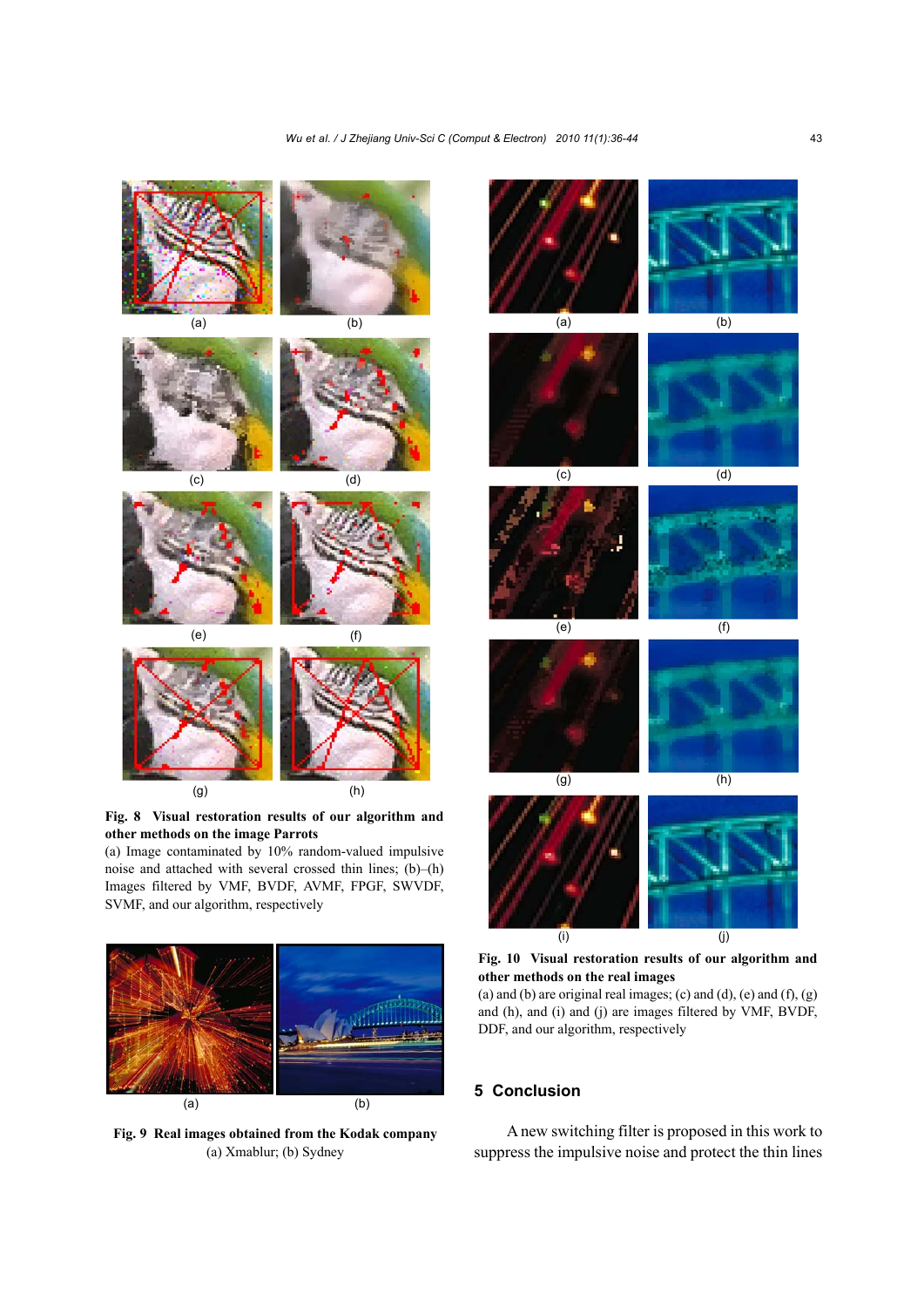**Fig. 8 Visual restoration results of our algorithm and other methods on the image Parrots**

(a) Image contaminated by 10% random-valued impulsive noise and attached with several crossed thin lines; (b)–(h) Images filtered by VMF, BVDF, AVMF, FPGF, SWVDF, SVMF, and our algorithm, respectively

**Fig. 9 Real images obtained from the Kodak company**

(a) Xmablur; (b) Sydney

**Fig. 10 Visual restoration results of our algorithm and other methods on the real images**

(a) and (b) are original real images; (c) and (d), (e) and (f), (g) and (h), and (i) and (j) are images filtered by VMF, BVDF, DDF, and our algorithm, respectively

## 5 Conclusion

A new switching filter is proposed in this work to suppress the impulsive noise and protect the thin lines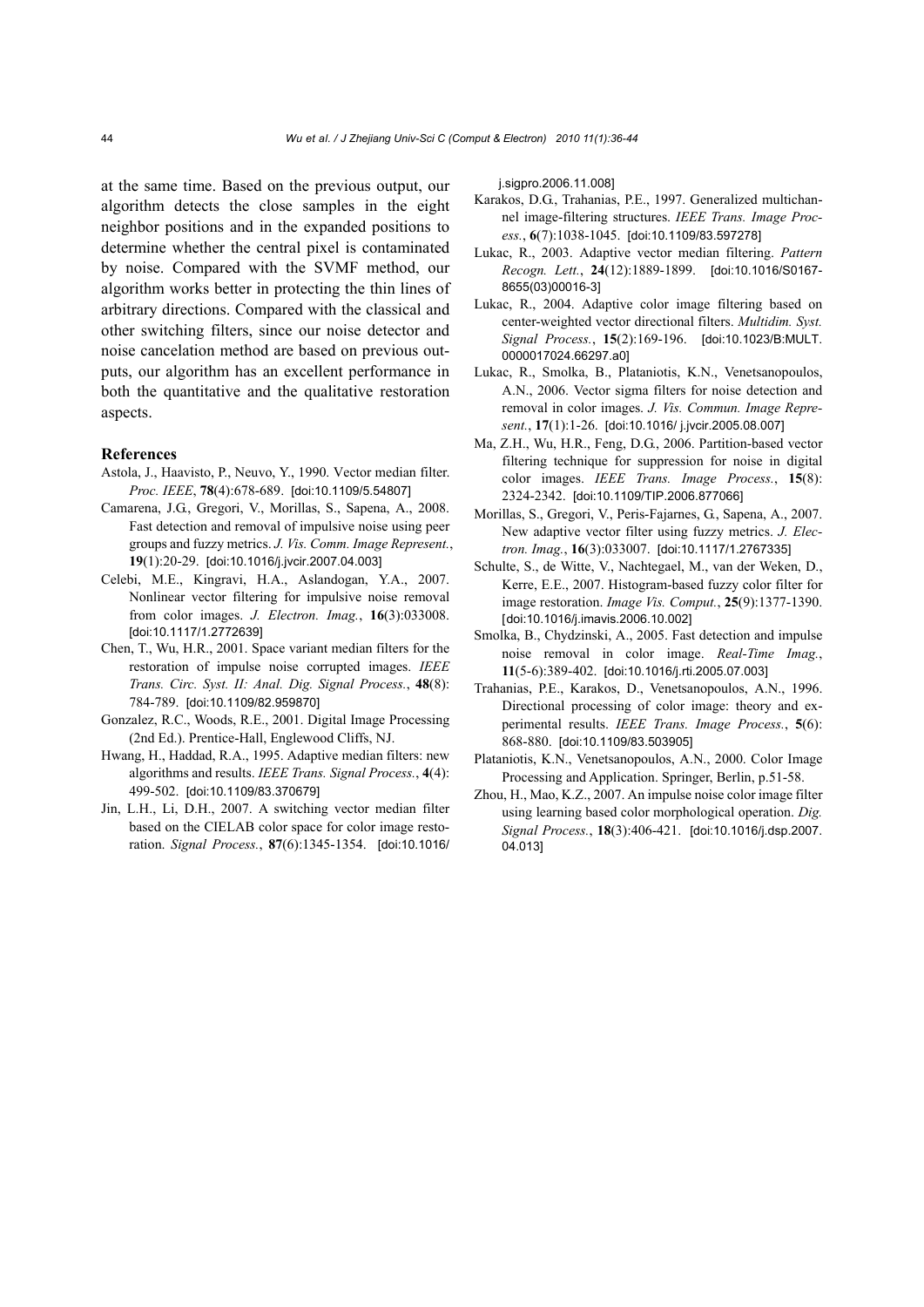at the same time. Based on the previous output, our algorithm detects the close samples in the eight neighbor positions and in the expanded positions to determine whether the central pixel is contaminated by noise. Compared with the SVMF method, our algorithm works better in protecting the thin lines of arbitrary directions. Compared with the classical and other switching filters, since our noise detector and noise cancelation method are based on previous outputs, our algorithm has an excellent performance in both the quantitative and the qualitative restoration aspects.

## References

Astola, J., Haavisto, P., Neuvo, Y., 1990. Vector median filter. *Proc. IEEE*, **78**(4):678-689. [doi:10.1109/5.54807]

Camarena, J.G., Gregori, V., Morillas, S., Sapena, A., 2008. Fast detection and removal of impulsive noise using peer groups and fuzzy metrics. *J. Vis. Comm. Image Represent.*, **19**(1):20-29. [doi:10.1016/j.jvcir.2007.04.003]

Celebi, M.E., Kingravi, H.A., Aslandogan, Y.A., 2007. Nonlinear vector filtering for impulsive noise removal from color images. *J. Electron. Imag.*, **16**(3):033008. [doi:10.1117/1.2772639]

Chen, T., Wu, H.R., 2001. Space variant median filters for the restoration of impulse noise corrupted images. *IEEE Trans. Circ. Syst. II: Anal. Dig. Signal Process.*, **48**(8): 784-789. [doi:10.1109/82.959870]

Gonzalez, R.C., Woods, R.E., 2001. Digital Image Processing (2nd Ed.). Prentice-Hall, Englewood Cliffs, NJ.

Hwang, H., Haddad, R.A., 1995. Adaptive median filters: new algorithms and results. *IEEE Trans. Signal Process.*, **4**(4): 499-502. [doi:10.1109/83.370679]

Jin, L.H., Li, D.H., 2007. A switching vector median filter based on the CIELAB color space for color image restoration. *Signal Process.*, **87**(6):1345-1354. [doi:10.1016/j.sigpro.2006.11.008]

Karakos, D.G., Trahanias, P.E., 1997. Generalized multichannel image-filtering structures. *IEEE Trans. Image Process.*, **6**(7):1038-1045. [doi:10.1109/83.597278]

Lukac, R., 2003. Adaptive vector median filtering. *Pattern Recogn. Lett.*, **24**(12):1889-1899. [doi:10.1016/S0167-8655(03)00016-3]

Lukac, R., 2004. Adaptive color image filtering based on center-weighted vector directional filters. *Multidim. Syst. Signal Process.*, **15**(2):169-196. [doi:10.1023/B:MULT.0000017024.66297.a0]

Lukac, R., Smolka, B., Plataniotis, K.N., Venetsanopoulos, A.N., 2006. Vector sigma filters for noise detection and removal in color images. *J. Vis. Commun. Image Represent.*, **17**(1):1-26. [doi:10.1016/ j.jvcir.2005.08.007]

Ma, Z.H., Wu, H.R., Feng, D.G., 2006. Partition-based vector filtering technique for suppression for noise in digital color images. *IEEE Trans. Image Process.*, **15**(8): 2324-2342. [doi:10.1109/TIP.2006.877066]

Morillas, S., Gregori, V., Peris-Fajarnes, G., Sapena, A., 2007. New adaptive vector filter using fuzzy metrics. *J. Electron. Imag.*, **16**(3):033007. [doi:10.1117/1.2767335]

Schulte, S., de Witte, V., Nachtegael, M., van der Weken, D., Kerre, E.E., 2007. Histogram-based fuzzy color filter for image restoration. *Image Vis. Comput.*, **25**(9):1377-1390. [doi:10.1016/j.imavis.2006.10.002]

Smolka, B., Chydzinski, A., 2005. Fast detection and impulse noise removal in color image. *Real-Time Imag.*, **11**(5-6):389-402. [doi:10.1016/j.rti.2005.07.003]

Trahanias, P.E., Karakos, D., Venetsanopoulos, A.N., 1996. Directional processing of color image: theory and experimental results. *IEEE Trans. Image Process.*, **5**(6): 868-880. [doi:10.1109/83.503905]

Plataniotis, K.N., Venetsanopoulos, A.N., 2000. Color Image Processing and Application. Springer, Berlin, p.51-58.

Zhou, H., Mao, K.Z., 2007. An impulse noise color image filter using learning based color morphological operation. *Dig. Signal Process.*, **18**(3):406-421. [doi:10.1016/j.dsp.2007.04.013]